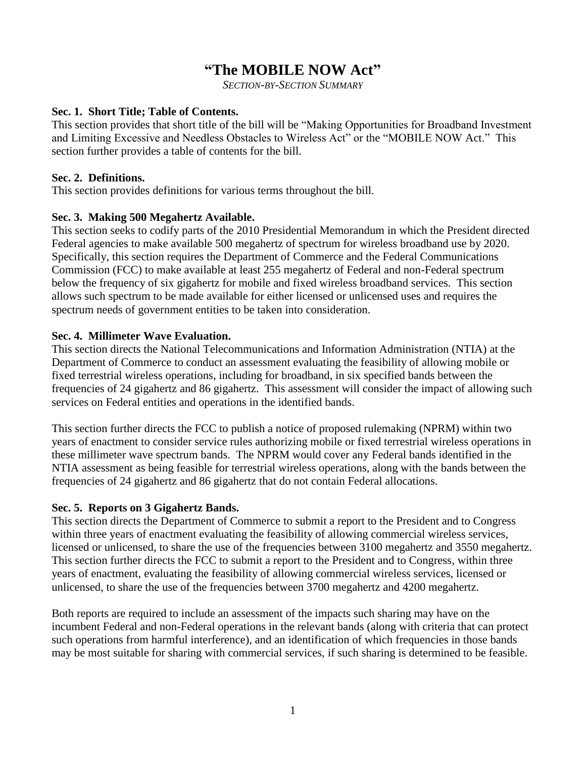# "The MOBILE NOW Act"

*SECTION-BY-SECTION SUMMARY*

**Sec. 1. Short Title; Table of Contents.**
This section provides that short title of the bill will be "Making Opportunities for Broadband Investment and Limiting Excessive and Needless Obstacles to Wireless Act" or the "MOBILE NOW Act." This section further provides a table of contents for the bill.

**Sec. 2. Definitions.**
This section provides definitions for various terms throughout the bill.

**Sec. 3. Making 500 Megahertz Available.**
This section seeks to codify parts of the 2010 Presidential Memorandum in which the President directed Federal agencies to make available 500 megahertz of spectrum for wireless broadband use by 2020. Specifically, this section requires the Department of Commerce and the Federal Communications Commission (FCC) to make available at least 255 megahertz of Federal and non-Federal spectrum below the frequency of six gigahertz for mobile and fixed wireless broadband services. This section allows such spectrum to be made available for either licensed or unlicensed uses and requires the spectrum needs of government entities to be taken into consideration.

**Sec. 4. Millimeter Wave Evaluation.**
This section directs the National Telecommunications and Information Administration (NTIA) at the Department of Commerce to conduct an assessment evaluating the feasibility of allowing mobile or fixed terrestrial wireless operations, including for broadband, in six specified bands between the frequencies of 24 gigahertz and 86 gigahertz. This assessment will consider the impact of allowing such services on Federal entities and operations in the identified bands.

This section further directs the FCC to publish a notice of proposed rulemaking (NPRM) within two years of enactment to consider service rules authorizing mobile or fixed terrestrial wireless operations in these millimeter wave spectrum bands. The NPRM would cover any Federal bands identified in the NTIA assessment as being feasible for terrestrial wireless operations, along with the bands between the frequencies of 24 gigahertz and 86 gigahertz that do not contain Federal allocations.

**Sec. 5. Reports on 3 Gigahertz Bands.**
This section directs the Department of Commerce to submit a report to the President and to Congress within three years of enactment evaluating the feasibility of allowing commercial wireless services, licensed or unlicensed, to share the use of the frequencies between 3100 megahertz and 3550 megahertz. This section further directs the FCC to submit a report to the President and to Congress, within three years of enactment, evaluating the feasibility of allowing commercial wireless services, licensed or unlicensed, to share the use of the frequencies between 3700 megahertz and 4200 megahertz.

Both reports are required to include an assessment of the impacts such sharing may have on the incumbent Federal and non-Federal operations in the relevant bands (along with criteria that can protect such operations from harmful interference), and an identification of which frequencies in those bands may be most suitable for sharing with commercial services, if such sharing is determined to be feasible.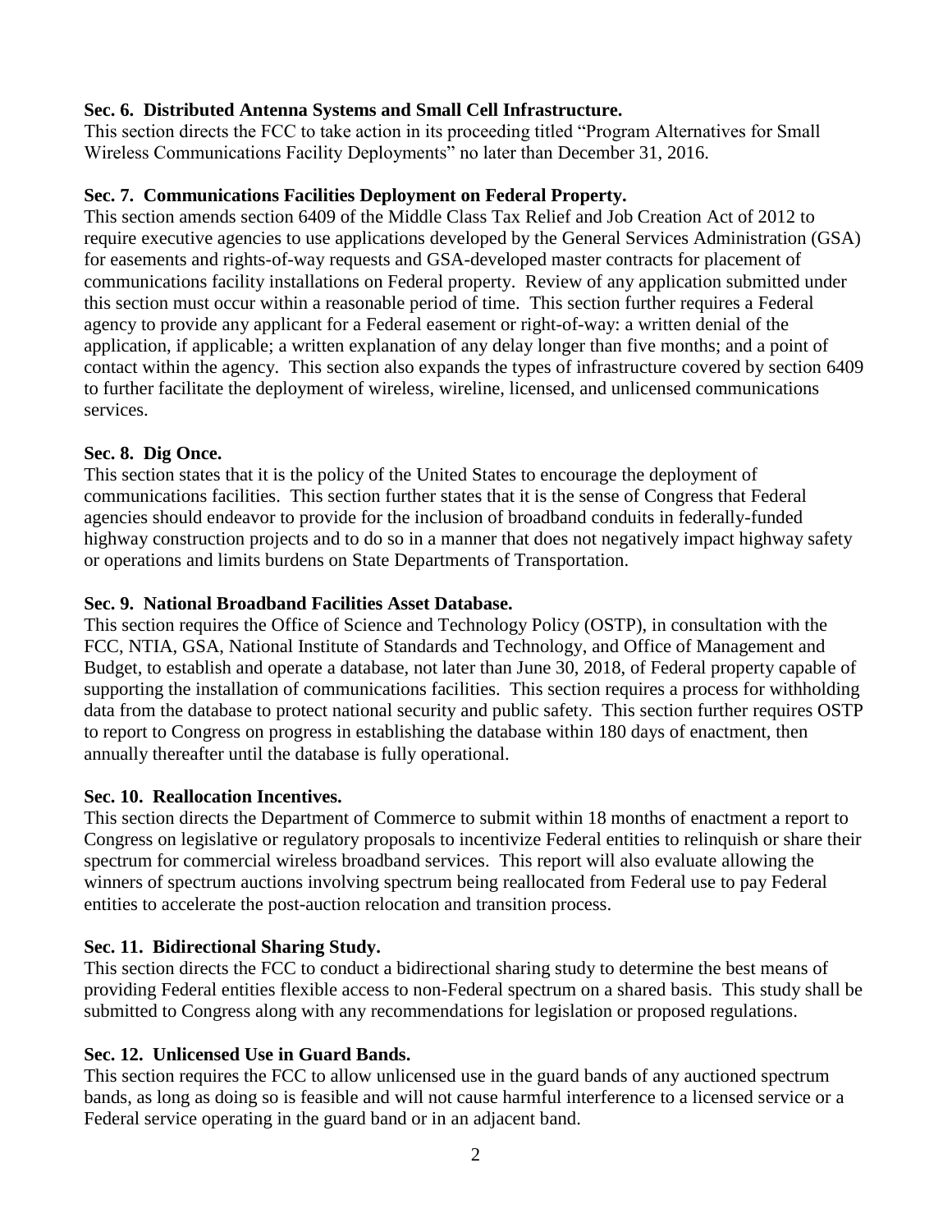**Sec. 6. Distributed Antenna Systems and Small Cell Infrastructure.**
This section directs the FCC to take action in its proceeding titled "Program Alternatives for Small Wireless Communications Facility Deployments" no later than December 31, 2016.

**Sec. 7. Communications Facilities Deployment on Federal Property.**
This section amends section 6409 of the Middle Class Tax Relief and Job Creation Act of 2012 to require executive agencies to use applications developed by the General Services Administration (GSA) for easements and rights-of-way requests and GSA-developed master contracts for placement of communications facility installations on Federal property. Review of any application submitted under this section must occur within a reasonable period of time. This section further requires a Federal agency to provide any applicant for a Federal easement or right-of-way: a written denial of the application, if applicable; a written explanation of any delay longer than five months; and a point of contact within the agency. This section also expands the types of infrastructure covered by section 6409 to further facilitate the deployment of wireless, wireline, licensed, and unlicensed communications services.

**Sec. 8. Dig Once.**
This section states that it is the policy of the United States to encourage the deployment of communications facilities. This section further states that it is the sense of Congress that Federal agencies should endeavor to provide for the inclusion of broadband conduits in federally-funded highway construction projects and to do so in a manner that does not negatively impact highway safety or operations and limits burdens on State Departments of Transportation.

**Sec. 9. National Broadband Facilities Asset Database.**
This section requires the Office of Science and Technology Policy (OSTP), in consultation with the FCC, NTIA, GSA, National Institute of Standards and Technology, and Office of Management and Budget, to establish and operate a database, not later than June 30, 2018, of Federal property capable of supporting the installation of communications facilities. This section requires a process for withholding data from the database to protect national security and public safety. This section further requires OSTP to report to Congress on progress in establishing the database within 180 days of enactment, then annually thereafter until the database is fully operational.

**Sec. 10. Reallocation Incentives.**
This section directs the Department of Commerce to submit within 18 months of enactment a report to Congress on legislative or regulatory proposals to incentivize Federal entities to relinquish or share their spectrum for commercial wireless broadband services. This report will also evaluate allowing the winners of spectrum auctions involving spectrum being reallocated from Federal use to pay Federal entities to accelerate the post-auction relocation and transition process.

**Sec. 11. Bidirectional Sharing Study.**
This section directs the FCC to conduct a bidirectional sharing study to determine the best means of providing Federal entities flexible access to non-Federal spectrum on a shared basis. This study shall be submitted to Congress along with any recommendations for legislation or proposed regulations.

**Sec. 12. Unlicensed Use in Guard Bands.**
This section requires the FCC to allow unlicensed use in the guard bands of any auctioned spectrum bands, as long as doing so is feasible and will not cause harmful interference to a licensed service or a Federal service operating in the guard band or in an adjacent band.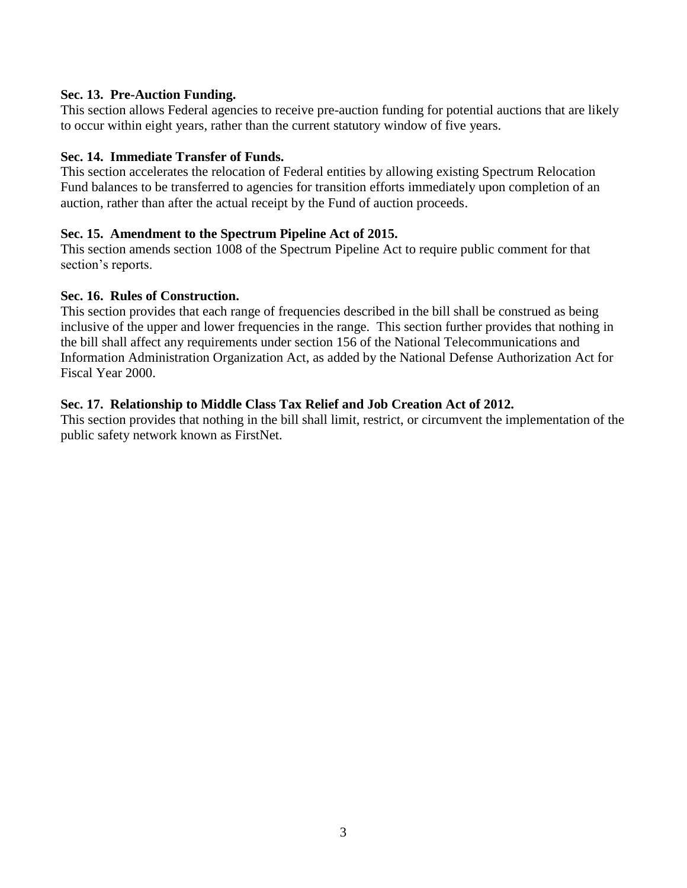**Sec. 13. Pre-Auction Funding.**
This section allows Federal agencies to receive pre-auction funding for potential auctions that are likely to occur within eight years, rather than the current statutory window of five years.

**Sec. 14. Immediate Transfer of Funds.**
This section accelerates the relocation of Federal entities by allowing existing Spectrum Relocation Fund balances to be transferred to agencies for transition efforts immediately upon completion of an auction, rather than after the actual receipt by the Fund of auction proceeds.

**Sec. 15. Amendment to the Spectrum Pipeline Act of 2015.**
This section amends section 1008 of the Spectrum Pipeline Act to require public comment for that section's reports.

**Sec. 16. Rules of Construction.**
This section provides that each range of frequencies described in the bill shall be construed as being inclusive of the upper and lower frequencies in the range. This section further provides that nothing in the bill shall affect any requirements under section 156 of the National Telecommunications and Information Administration Organization Act, as added by the National Defense Authorization Act for Fiscal Year 2000.

**Sec. 17. Relationship to Middle Class Tax Relief and Job Creation Act of 2012.**
This section provides that nothing in the bill shall limit, restrict, or circumvent the implementation of the public safety network known as FirstNet.